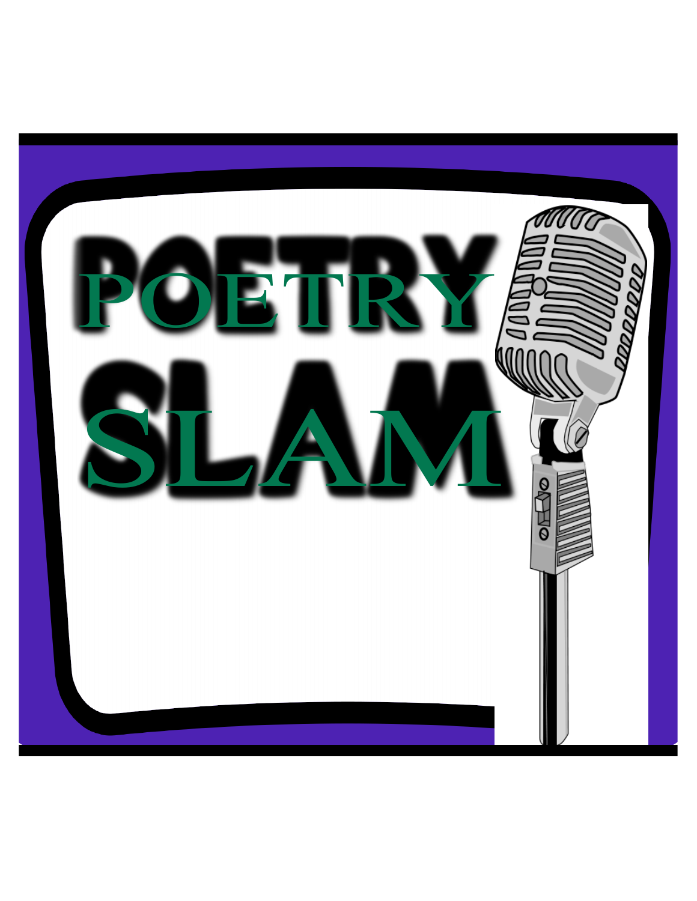# POETRY SLAM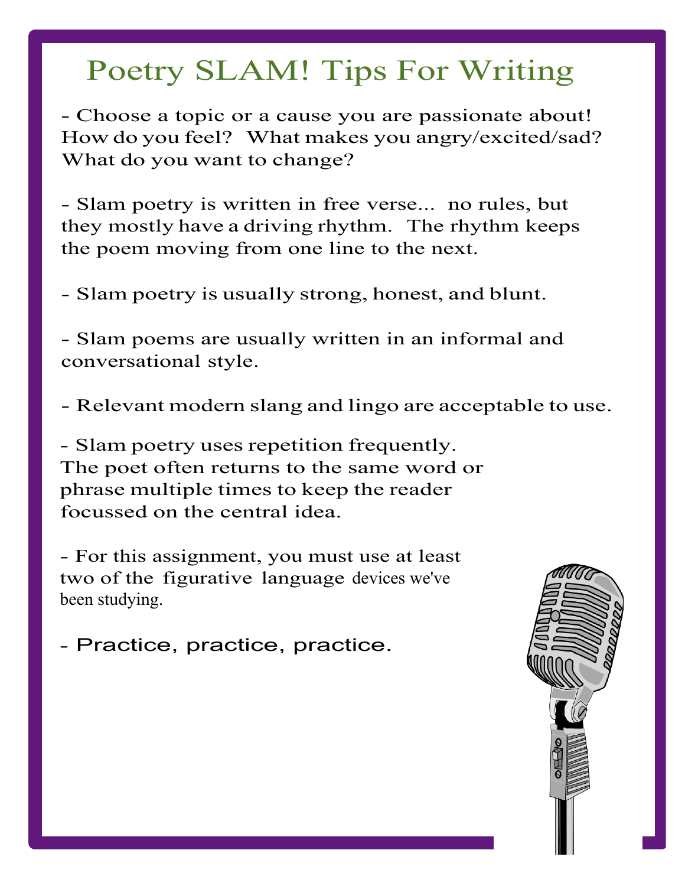# Poetry SLAM! Tips For Writing

- Choose a topic or a cause you are passionate about! How do you feel? What makes you angry/excited/sad? What do you want to change?

- Slam poetry is written in free verse... no rules, but they mostly have a driving rhythm. The rhythm keeps the poem moving from one line to the next.

- Slam poetry is usually strong, honest, and blunt.

- Slam poems are usually written in an informal and conversational style.

- Relevant modern slang and lingo are acceptable to use.

- Slam poetry uses repetition frequently. The poet often returns to the same word or phrase multiple times to keep the reader focussed on the central idea.

- For this assignment, you must use at least two of the figurative language devices we've been studying.

- Practice, practice, practice.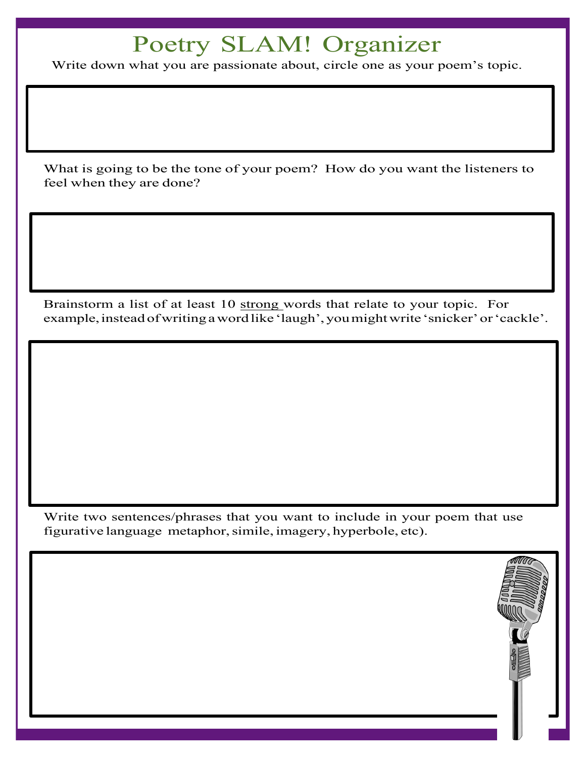# Poetry SLAM! Organizer

Write down what you are passionate about, circle one as your poem's topic.

What is going to be the tone of your poem? How do you want the listeners to feel when they are done?

Brainstorm a list of at least 10 <u>strong</u> words that relate to your topic. For example, instead of writing a word like 'laugh', you might write 'snicker' or 'cackle'.

Write two sentences/phrases that you want to include in your poem that use figurative language metaphor, simile, imagery, hyperbole, etc).